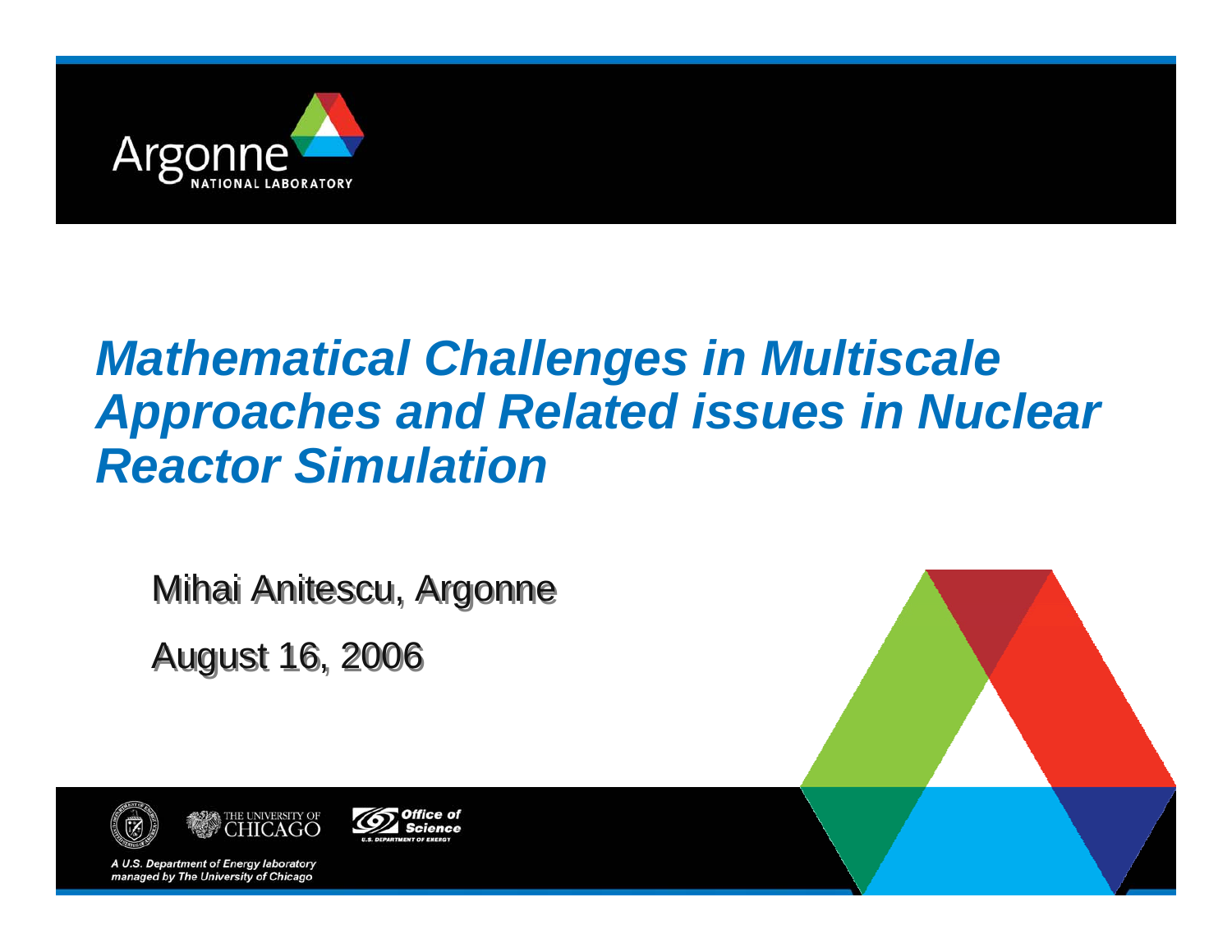# *Mathematical Challenges in Multiscale Approaches and Related issues in Nuclear Reactor Simulation*

Mihai Anitescu, Argonne

August 16, 2006

*A U.S. Department of Energy laboratory managed by The University of Chicago*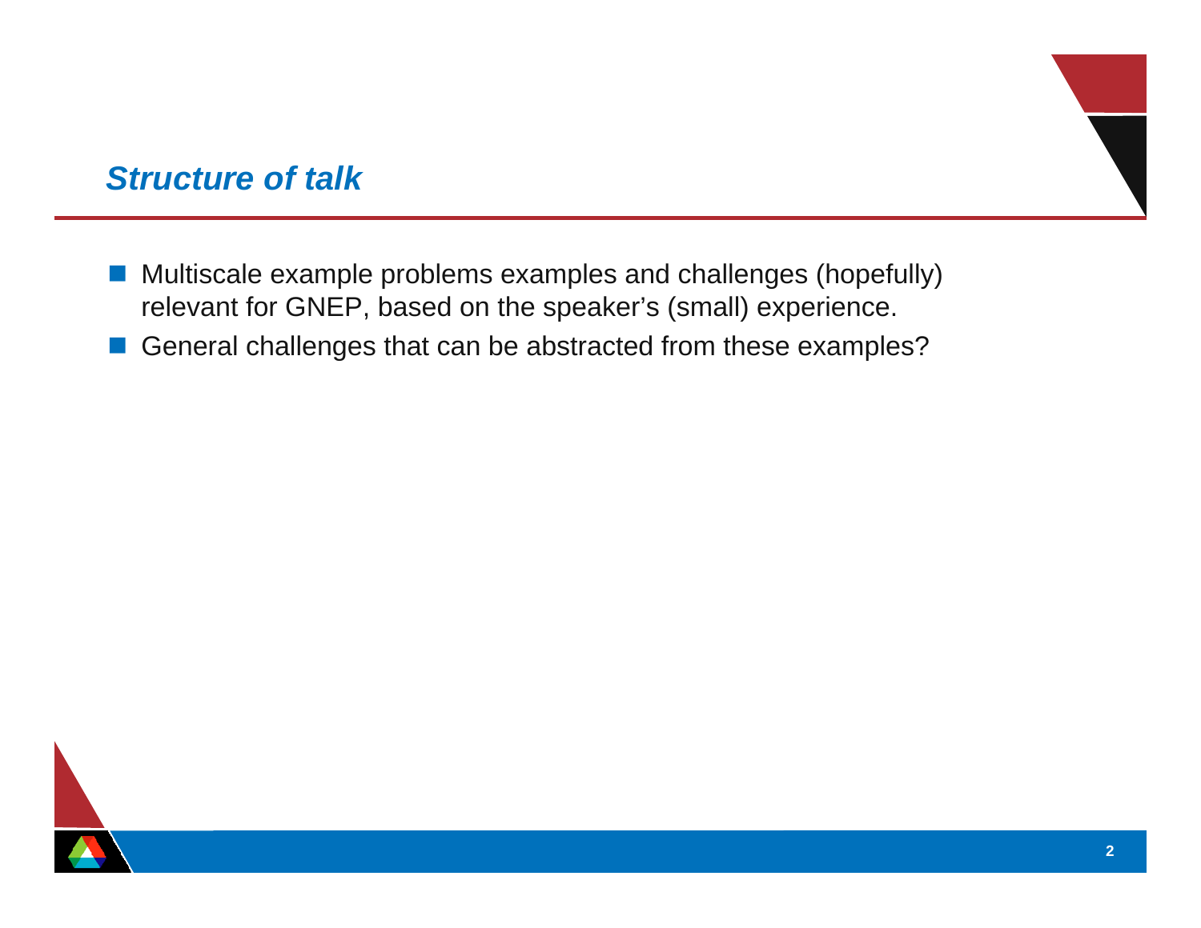## *Structure of talk*

- Multiscale example problems examples and challenges (hopefully) relevant for GNEP, based on the speaker's (small) experience.
- General challenges that can be abstracted from these examples?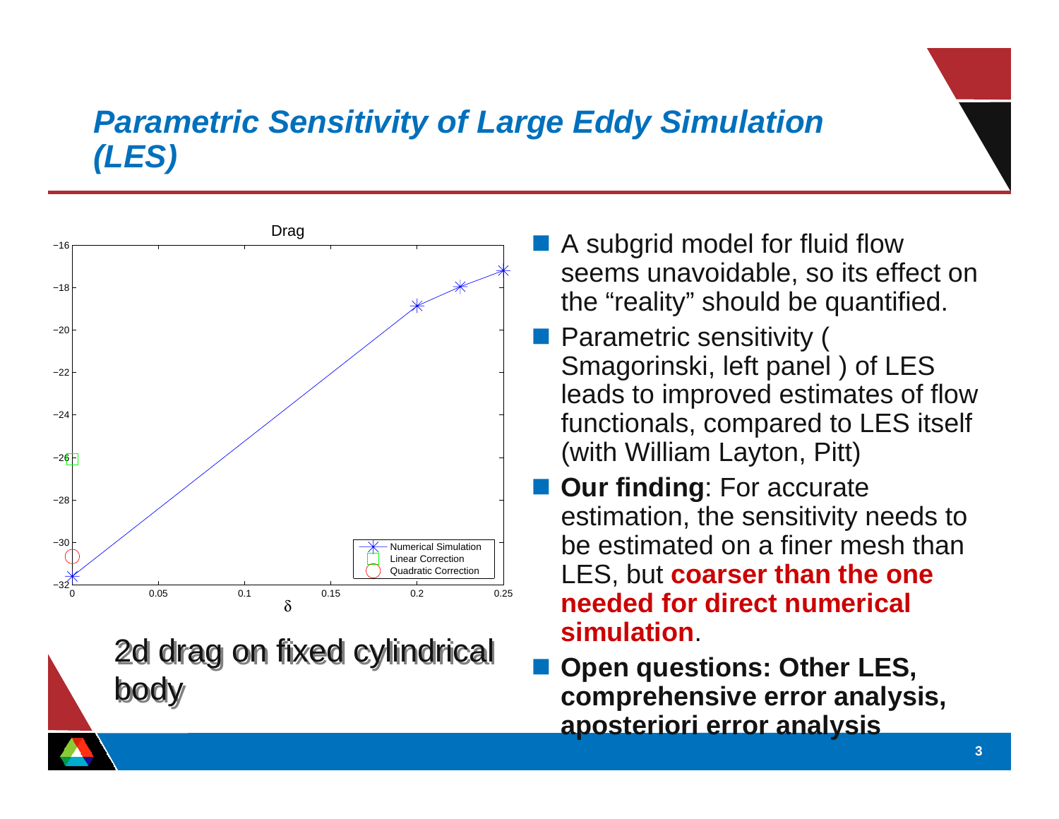# *Parametric Sensitivity of Large Eddy Simulation (LES)*

Drag

−16
−18
−20
−22
−24
−26
−28
−30
−32

0
0.05
0.1
0.15
0.2
0.25

$\delta$

Numerical Simulation
Linear Correction
Quadratic Correction

2d drag on fixed cylindrical body

- A subgrid model for fluid flow seems unavoidable, so its effect on the "reality" should be quantified.
- Parametric sensitivity ( Smagorinski, left panel ) of LES leads to improved estimates of flow functionals, compared to LES itself (with William Layton, Pitt)
- **Our finding**: For accurate estimation, the sensitivity needs to be estimated on a finer mesh than LES, but **coarser than the one needed for direct numerical simulation**.
- **Open questions: Other LES, comprehensive error analysis, aposteriori error analysis**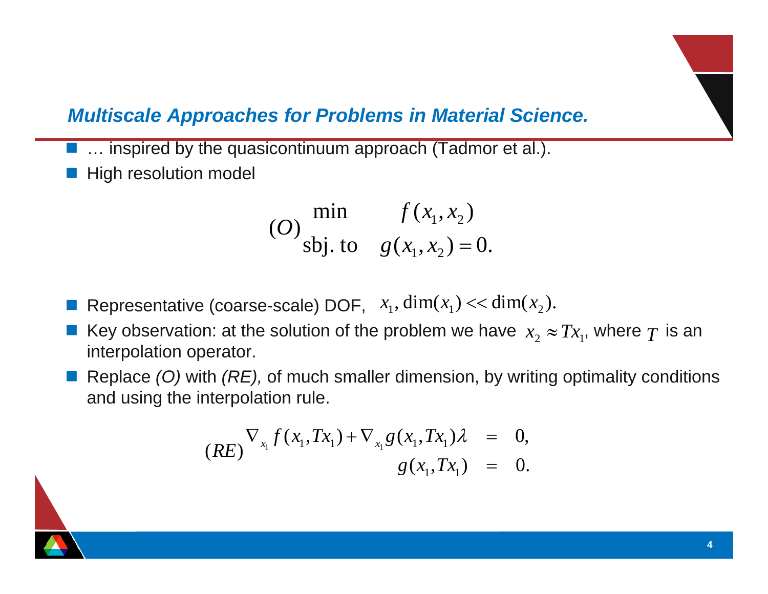## *Multiscale Approaches for Problems in Material Science.*

- … inspired by the quasicontinuum approach (Tadmor et al.).
- High resolution model

$$
(O)\quad \begin{array}{ll} \min & f(x_1, x_2) \\ \text{sbj. to} & g(x_1, x_2) = 0. \end{array}
$$

- Representative (coarse-scale) DOF, $x_1, \dim(x_1) << \dim(x_2)$.
- Key observation: at the solution of the problem we have $x_2 \approx T x_1$, where $T$ is an interpolation operator.
- Replace *(O)* with *(RE),* of much smaller dimension, by writing optimality conditions and using the interpolation rule.

$$
(RE)\quad \begin{array}{rcl} \nabla_{x_1} f(x_1, Tx_1) + \nabla_{x_1} g(x_1, Tx_1)\lambda & = & 0, \\ g(x_1, Tx_1) & = & 0. \end{array}
$$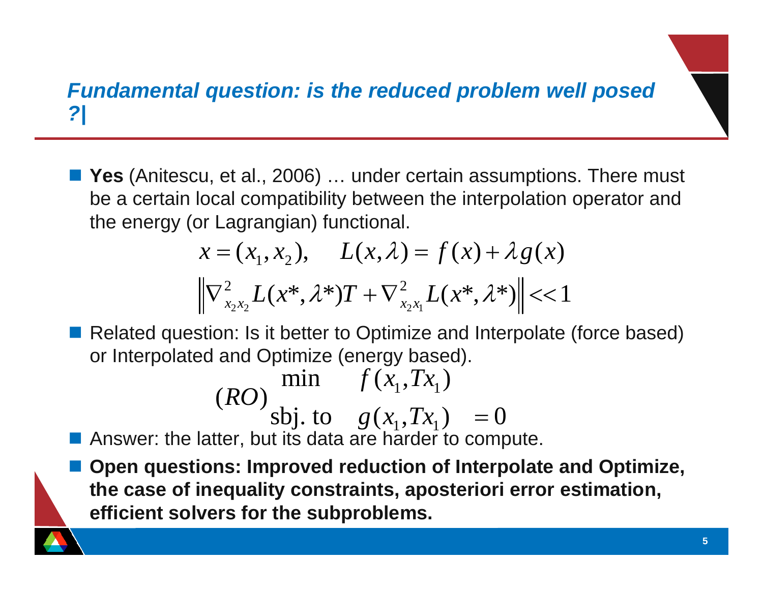## *Fundamental question: is the reduced problem well posed ?|*

- **Yes** (Anitescu, et al., 2006) … under certain assumptions. There must be a certain local compatibility between the interpolation operator and the energy (or Lagrangian) functional.

$$x = (x_1, x_2), \quad L(x, \lambda) = f(x) + \lambda g(x)$$

$$\left\| \nabla^2_{x_2 x_2} L(x^*, \lambda^*) T + \nabla^2_{x_2 x_1} L(x^*, \lambda^*) \right\| << 1$$

- Related question: Is it better to Optimize and Interpolate (force based) or Interpolated and Optimize (energy based).

$$(RO) \begin{array}{ll} \min & f(x_1, Tx_1) \\ \text{sbj. to} & g(x_1, Tx_1) \quad = 0 \end{array}$$

- Answer: the latter, but its data are harder to compute.
- **Open questions: Improved reduction of Interpolate and Optimize, the case of inequality constraints, aposteriori error estimation, efficient solvers for the subproblems.**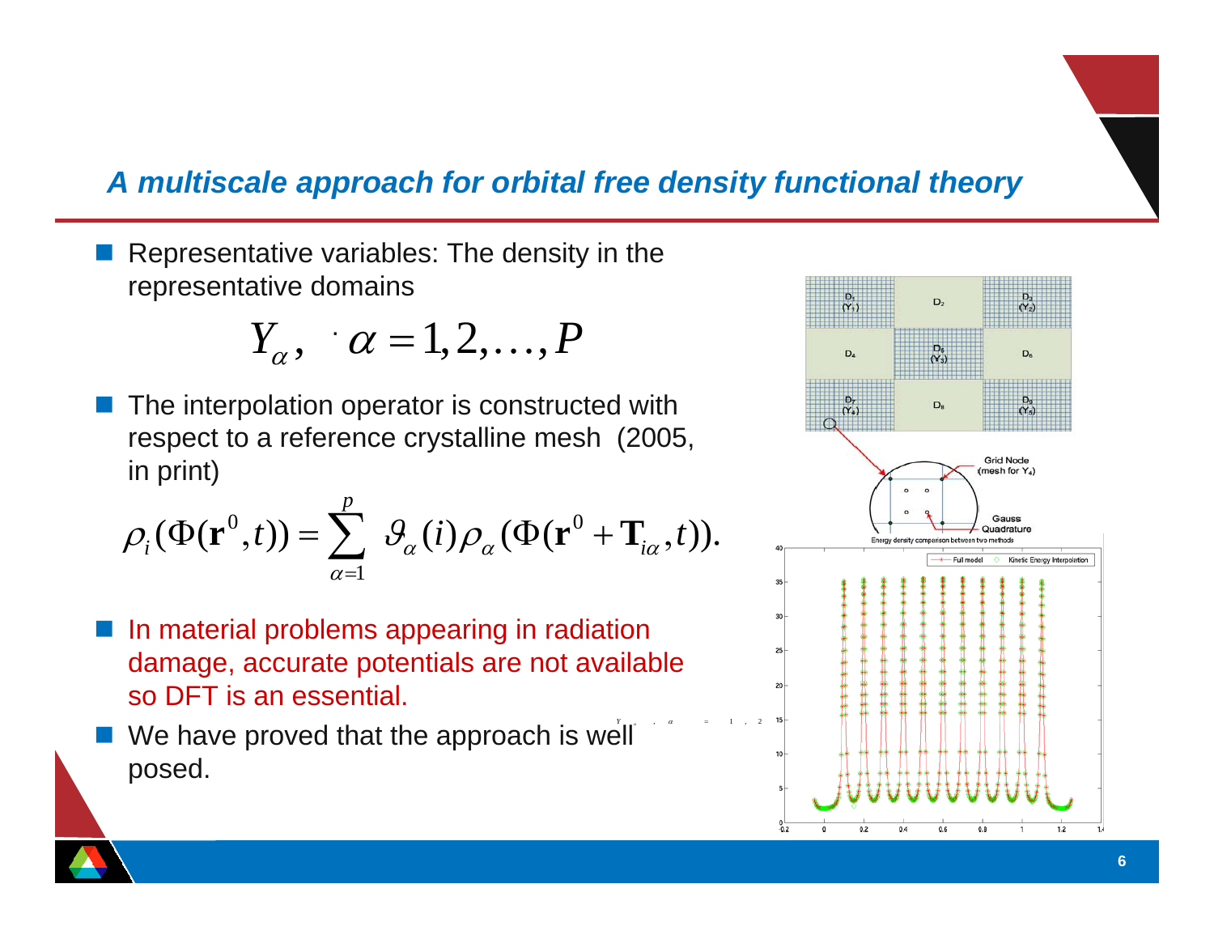## *A multiscale approach for orbital free density functional theory*

- Representative variables: The density in the representative domains

$$Y_\alpha, \quad \alpha = 1, 2, \ldots, P$$

- The interpolation operator is constructed with respect to a reference crystalline mesh (2005, in print)

$$\rho_i(\Phi(\mathbf{r}^0, t)) = \sum_{\alpha=1}^{p} \vartheta_\alpha(i)\rho_\alpha(\Phi(\mathbf{r}^0 + \mathbf{T}_{i\alpha}, t)).$$

- In material problems appearing in radiation damage, accurate potentials are not available so DFT is an essential.
- We have proved that the approach is well posed.

D1 (Y1)
D2
D3 (Y2)
D4
D5 (Y3)
D6
D7 (Y4)
D8
D9 (Y5)
Grid Node (mesh for Y4)
Gauss Quadrature

Energy density comparison between two methods
Full model
Kinetic Energy Interpolation
0
5
10
15
20
25
30
35
40
-0.2
0
0.2
0.4
0.6
0.8
1
1.2
1.4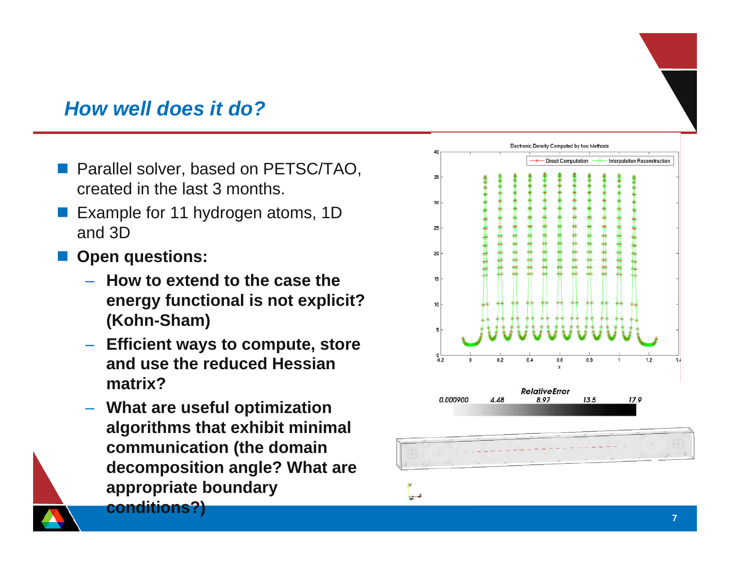## *How well does it do?*

- Parallel solver, based on PETSC/TAO, created in the last 3 months.
- Example for 11 hydrogen atoms, 1D and 3D
- **Open questions:**
  - **How to extend to the case the energy functional is not explicit? (Kohn-Sham)**
  - **Efficient ways to compute, store and use the reduced Hessian matrix?**
  - **What are useful optimization algorithms that exhibit minimal communication (the domain decomposition angle? What are appropriate boundary conditions?)**

Electronic Density Computed by two Methods

Direct Computation

Interpolation Reconstruction

0
5
10
15
20
25
30
35
40

-0.2
0
0.2
0.4
0.6
0.8
1
1.2
1.4

x

*RelativeError*

0.000900
4.48
8.97
13.5
17.9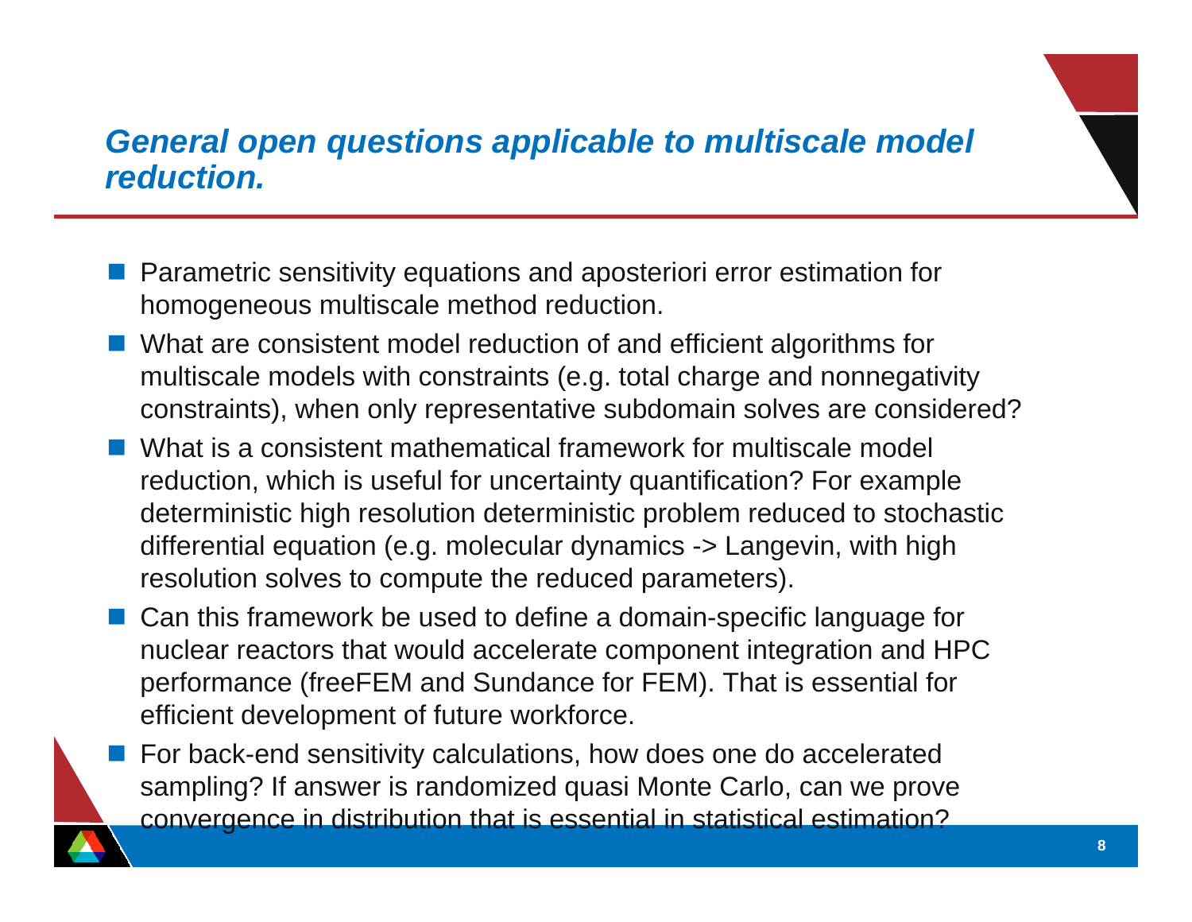## *General open questions applicable to multiscale model reduction.*

- Parametric sensitivity equations and aposteriori error estimation for homogeneous multiscale method reduction.
- What are consistent model reduction of and efficient algorithms for multiscale models with constraints (e.g. total charge and nonnegativity constraints), when only representative subdomain solves are considered?
- What is a consistent mathematical framework for multiscale model reduction, which is useful for uncertainty quantification? For example deterministic high resolution deterministic problem reduced to stochastic differential equation (e.g. molecular dynamics -> Langevin, with high resolution solves to compute the reduced parameters).
- Can this framework be used to define a domain-specific language for nuclear reactors that would accelerate component integration and HPC performance (freeFEM and Sundance for FEM). That is essential for efficient development of future workforce.
- For back-end sensitivity calculations, how does one do accelerated sampling? If answer is randomized quasi Monte Carlo, can we prove convergence in distribution that is essential in statistical estimation?